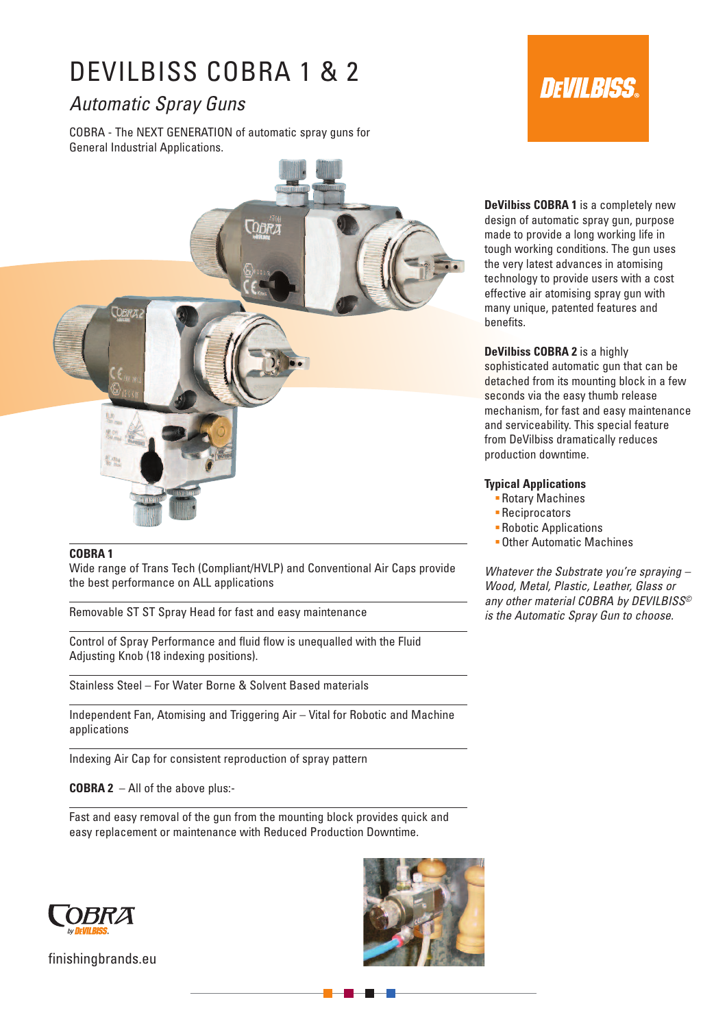# DEVILBISS COBRA 1 & 2

## *Automatic Spray Guns*

COBRA - The NEXT GENERATION of automatic spray guns for General Industrial Applications.

**DeVilbiss COBRA 1** is a completely new design of automatic spray gun, purpose made to provide a long working life in tough working conditions. The gun uses the very latest advances in atomising technology to provide users with a cost effective air atomising spray gun with many unique, patented features and benefits.

**DeVilbiss COBRA 2** is a highly sophisticated automatic gun that can be detached from its mounting block in a few seconds via the easy thumb release mechanism, for fast and easy maintenance and serviceability. This special feature from DeVilbiss dramatically reduces production downtime.

**Typical Applications**

- Rotary Machines
- Reciprocators
- Robotic Applications
- Other Automatic Machines

*Whatever the Substrate you're spraying – Wood, Metal, Plastic, Leather, Glass or any other material COBRA by DEVILBISS© is the Automatic Spray Gun to choose.*

**COBRA 1**

Wide range of Trans Tech (Compliant/HVLP) and Conventional Air Caps provide the best performance on ALL applications

Removable ST ST Spray Head for fast and easy maintenance

Control of Spray Performance and fluid flow is unequalled with the Fluid Adjusting Knob (18 indexing positions).

Stainless Steel – For Water Borne & Solvent Based materials

Independent Fan, Atomising and Triggering Air – Vital for Robotic and Machine applications

Indexing Air Cap for consistent reproduction of spray pattern

**COBRA 2** – All of the above plus:-

Fast and easy removal of the gun from the mounting block provides quick and easy replacement or maintenance with Reduced Production Downtime.

finishingbrands.eu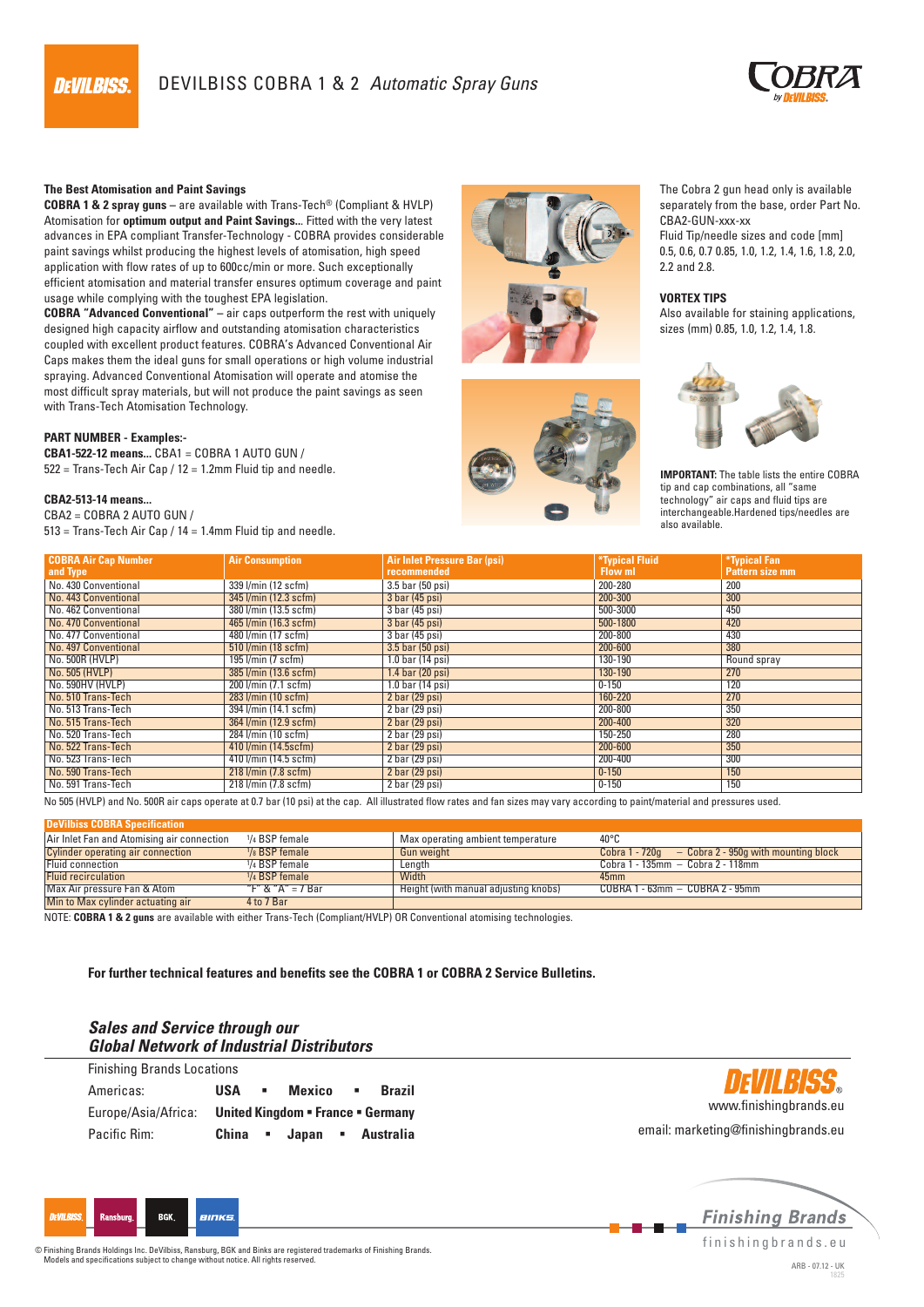# DEVILBISS COBRA 1 & 2 *Automatic Spray Guns*

### The Best Atomisation and Paint Savings

**COBRA 1 & 2 spray guns** – are available with Trans-Tech® (Compliant & HVLP) Atomisation for **optimum output and Paint Savings...** Fitted with the very latest advances in EPA compliant Transfer-Technology - COBRA provides considerable paint savings whilst producing the highest levels of atomisation, high speed application with flow rates of up to 600cc/min or more. Such exceptionally efficient atomisation and material transfer ensures optimum coverage and paint usage while complying with the toughest EPA legislation.

**COBRA "Advanced Conventional"** – air caps outperform the rest with uniquely designed high capacity airflow and outstanding atomisation characteristics coupled with excellent product features. COBRA's Advanced Conventional Air Caps makes them the ideal guns for small operations or high volume industrial spraying. Advanced Conventional Atomisation will operate and atomise the most difficult spray materials, but will not produce the paint savings as seen with Trans-Tech Atomisation Technology.

### PART NUMBER - Examples:-

**CBA1-522-12 means...** CBA1 = COBRA 1 AUTO GUN /
522 = Trans-Tech Air Cap / 12 = 1.2mm Fluid tip and needle.

**CBA2-513-14 means...**
CBA2 = COBRA 2 AUTO GUN /
513 = Trans-Tech Air Cap / 14 = 1.4mm Fluid tip and needle.

The Cobra 2 gun head only is available separately from the base, order Part No. CBA2-GUN-xxx-xx
Fluid Tip/needle sizes and code [mm] 0.5, 0.6, 0.7 0.85, 1.0, 1.2, 1.4, 1.6, 1.8, 2.0, 2.2 and 2.8.

### VORTEX TIPS

Also available for staining applications, sizes (mm) 0.85, 1.0, 1.2, 1.4, 1.8.

**IMPORTANT:** The table lists the entire COBRA tip and cap combinations, all "same technology" air caps and fluid tips are interchangeable.Hardened tips/needles are also available.

| COBRA Air Cap Number and Type | Air Consumption | Air Inlet Pressure Bar (psi) recommended | *Typical Fluid Flow ml | *Typical Fan Pattern size mm |
|---|---|---|---|---|
| No. 430 Conventional | 339 l/min (12 scfm) | 3.5 bar (50 psi) | 200-280 | 200 |
| No. 443 Conventional | 345 l/min (12.3 scfm) | 3 bar (45 psi) | 200-300 | 300 |
| No. 462 Conventional | 380 l/min (13.5 scfm) | 3 bar (45 psi) | 500-3000 | 450 |
| No. 470 Conventional | 465 l/min (16.3 scfm) | 3 bar (45 psi) | 500-1800 | 420 |
| No. 477 Conventional | 480 l/min (17 scfm) | 3 bar (45 psi) | 200-800 | 430 |
| No. 497 Conventional | 510 l/min (18 scfm) | 3.5 bar (50 psi) | 200-600 | 380 |
| No. 500R (HVLP) | 195 l/min (7 scfm) | 1.0 bar (14 psi) | 130-190 | Round spray |
| No. 505 (HVLP) | 385 l/min (13.6 scfm) | 1.4 bar (20 psi) | 130-190 | 270 |
| No. 590HV (HVLP) | 200 l/min (7.1 scfm) | 1.0 bar (14 psi) | 0-150 | 120 |
| No. 510 Trans-Tech | 283 l/min (10 scfm) | 2 bar (29 psi) | 160-220 | 270 |
| No. 513 Trans-Tech | 394 l/min (14.1 scfm) | 2 bar (29 psi) | 200-800 | 350 |
| No. 515 Trans-Tech | 364 l/min (12.9 scfm) | 2 bar (29 psi) | 200-400 | 320 |
| No. 520 Trans-Tech | 284 l/min (10 scfm) | 2 bar (29 psi) | 150-250 | 280 |
| No. 522 Trans-Tech | 410 l/min (14.5scfm) | 2 bar (29 psi) | 200-600 | 350 |
| No. 523 Trans-Tech | 410 l/min (14.5 scfm) | 2 bar (29 psi) | 200-400 | 300 |
| No. 590 Trans-Tech | 218 l/min (7.8 scfm) | 2 bar (29 psi) | 0-150 | 150 |
| No. 591 Trans-Tech | 218 l/min (7.8 scfm) | 2 bar (29 psi) | 0-150 | 150 |

No 505 (HVLP) and No. 500R air caps operate at 0.7 bar (10 psi) at the cap. All illustrated flow rates and fan sizes may vary according to paint/material and pressures used.

| DeVilbiss COBRA Specification | | | |
|---|---|---|---|
| Air Inlet Fan and Atomising air connection | 1/4 BSP female | Max operating ambient temperature | 40°C |
| Cylinder operating air connection | 1/8 BSP female | Gun weight | Cobra 1 - 720g – Cobra 2 - 950g with mounting block |
| Fluid connection | 1/4 BSP female | Length | Cobra 1 - 135mm – Cobra 2 - 118mm |
| Fluid recirculation | 1/4 BSP female | Width | 45mm |
| Max Air pressure Fan & Atom | "F" & "A" = 7 Bar | Height (with manual adjusting knobs) | COBRA 1 - 63mm – COBRA 2 - 95mm |
| Min to Max cylinder actuating air | 4 to 7 Bar | | |

NOTE: **COBRA 1 & 2 guns** are available with either Trans-Tech (Compliant/HVLP) OR Conventional atomising technologies.

**For further technical features and benefits see the COBRA 1 or COBRA 2 Service Bulletins.**

## *Sales and Service through our Global Network of Industrial Distributors*

Finishing Brands Locations

Americas: **USA ▪ Mexico ▪ Brazil**

Europe/Asia/Africa: **United Kingdom ▪ France ▪ Germany**

Pacific Rim: **China ▪ Japan ▪ Australia**

DEVILBISS®
www.finishingbrands.eu
email: marketing@finishingbrands.eu

Finishing Brands
finishingbrands.eu

© Finishing Brands Holdings Inc. DeVilbiss, Ransburg, BGK and Binks are registered trademarks of Finishing Brands.
Models and specifications subject to change without notice. All rights reserved.

ARB - 07.12 - UK